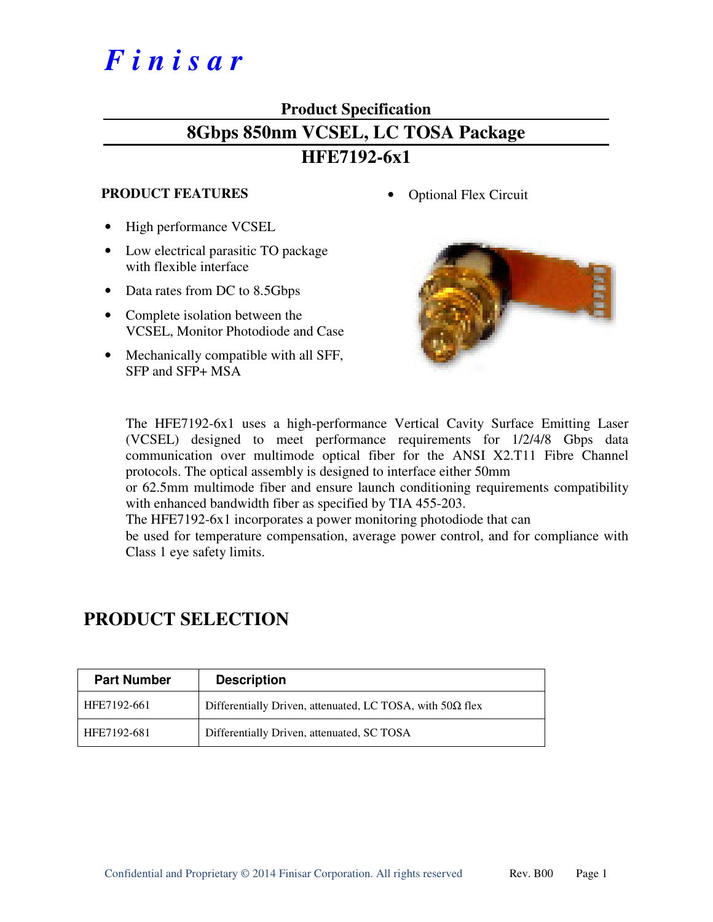# Finisar

## Product Specification

## 8Gbps 850nm VCSEL, LC TOSA Package

## HFE7192-6x1

### PRODUCT FEATURES

- High performance VCSEL
- Low electrical parasitic TO package with flexible interface
- Data rates from DC to 8.5Gbps
- Complete isolation between the VCSEL, Monitor Photodiode and Case
- Mechanically compatible with all SFF, SFP and SFP+ MSA
- Optional Flex Circuit

The HFE7192-6x1 uses a high-performance Vertical Cavity Surface Emitting Laser (VCSEL) designed to meet performance requirements for 1/2/4/8 Gbps data communication over multimode optical fiber for the ANSI X2.T11 Fibre Channel protocols. The optical assembly is designed to interface either 50mm or 62.5mm multimode fiber and ensure launch conditioning requirements compatibility with enhanced bandwidth fiber as specified by TIA 455-203.
The HFE7192-6x1 incorporates a power monitoring photodiode that can be used for temperature compensation, average power control, and for compliance with Class 1 eye safety limits.

## PRODUCT SELECTION

| Part Number | Description |
|---|---|
| HFE7192-661 | Differentially Driven, attenuated, LC TOSA, with 50Ω flex |
| HFE7192-681 | Differentially Driven, attenuated, SC TOSA |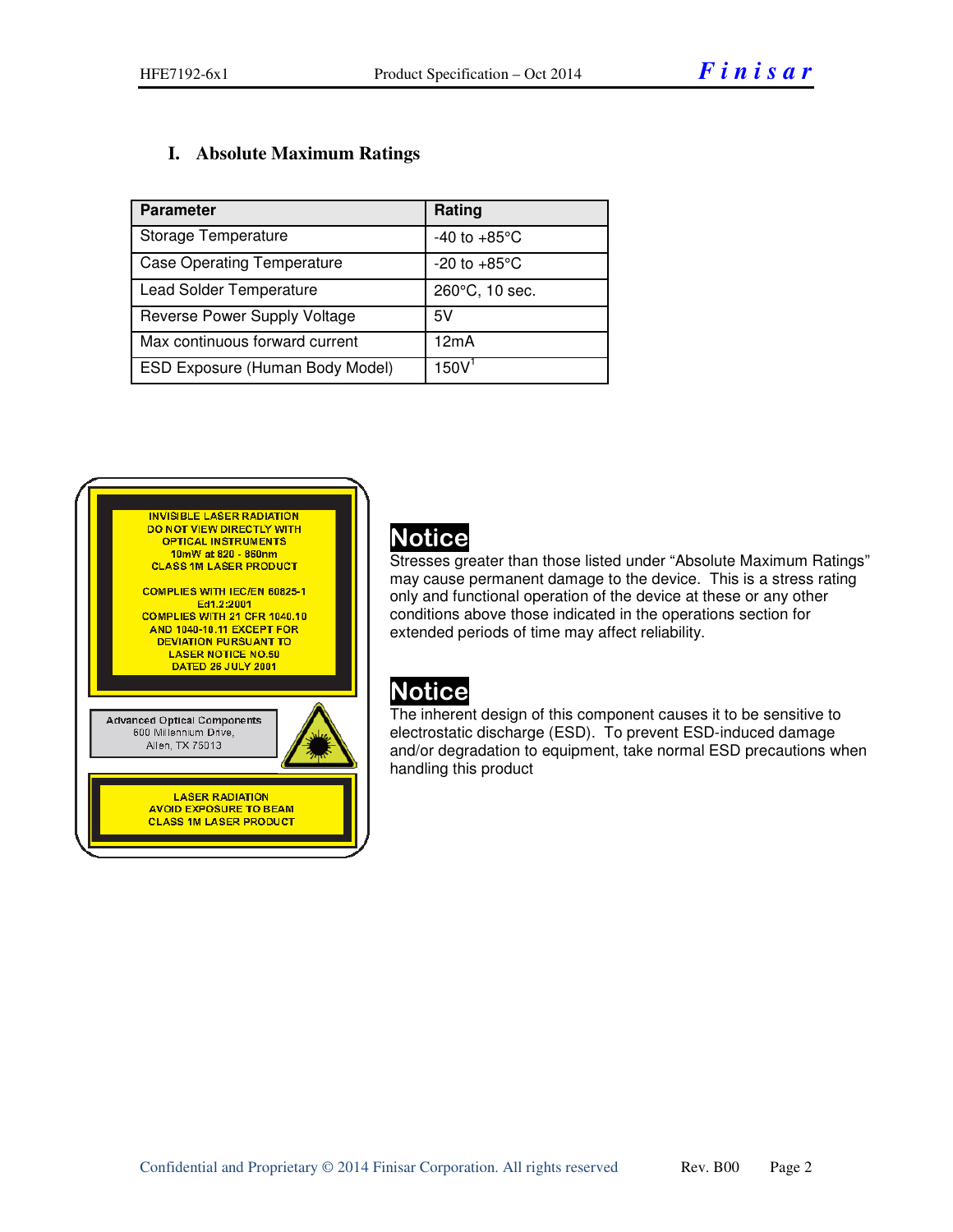## I. Absolute Maximum Ratings

| Parameter | Rating |
|---|---|
| Storage Temperature | -40 to +85°C |
| Case Operating Temperature | -20 to +85°C |
| Lead Solder Temperature | 260°C, 10 sec. |
| Reverse Power Supply Voltage | 5V |
| Max continuous forward current | 12mA |
| ESD Exposure (Human Body Model) | 150V[1] |

INVISIBLE LASER RADIATION
DO NOT VIEW DIRECTLY WITH
OPTICAL INSTRUMENTS
10mW at 820 - 860nm
CLASS 1M LASER PRODUCT

COMPLIES WITH IEC/EN 60825-1
Ed1.2:2001
COMPLIES WITH 21 CFR 1040.10
AND 1040-10.11 EXCEPT FOR
DEVIATION PURSUANT TO
LASER NOTICE NO.50
DATED 26 JULY 2001

Advanced Optical Components
600 Millennium Drive,
Allen, TX 75013

LASER RADIATION
AVOID EXPOSURE TO BEAM
CLASS 1M LASER PRODUCT

**Notice**

Stresses greater than those listed under "Absolute Maximum Ratings" may cause permanent damage to the device. This is a stress rating only and functional operation of the device at these or any other conditions above those indicated in the operations section for extended periods of time may affect reliability.

**Notice**

The inherent design of this component causes it to be sensitive to electrostatic discharge (ESD). To prevent ESD-induced damage and/or degradation to equipment, take normal ESD precautions when handling this product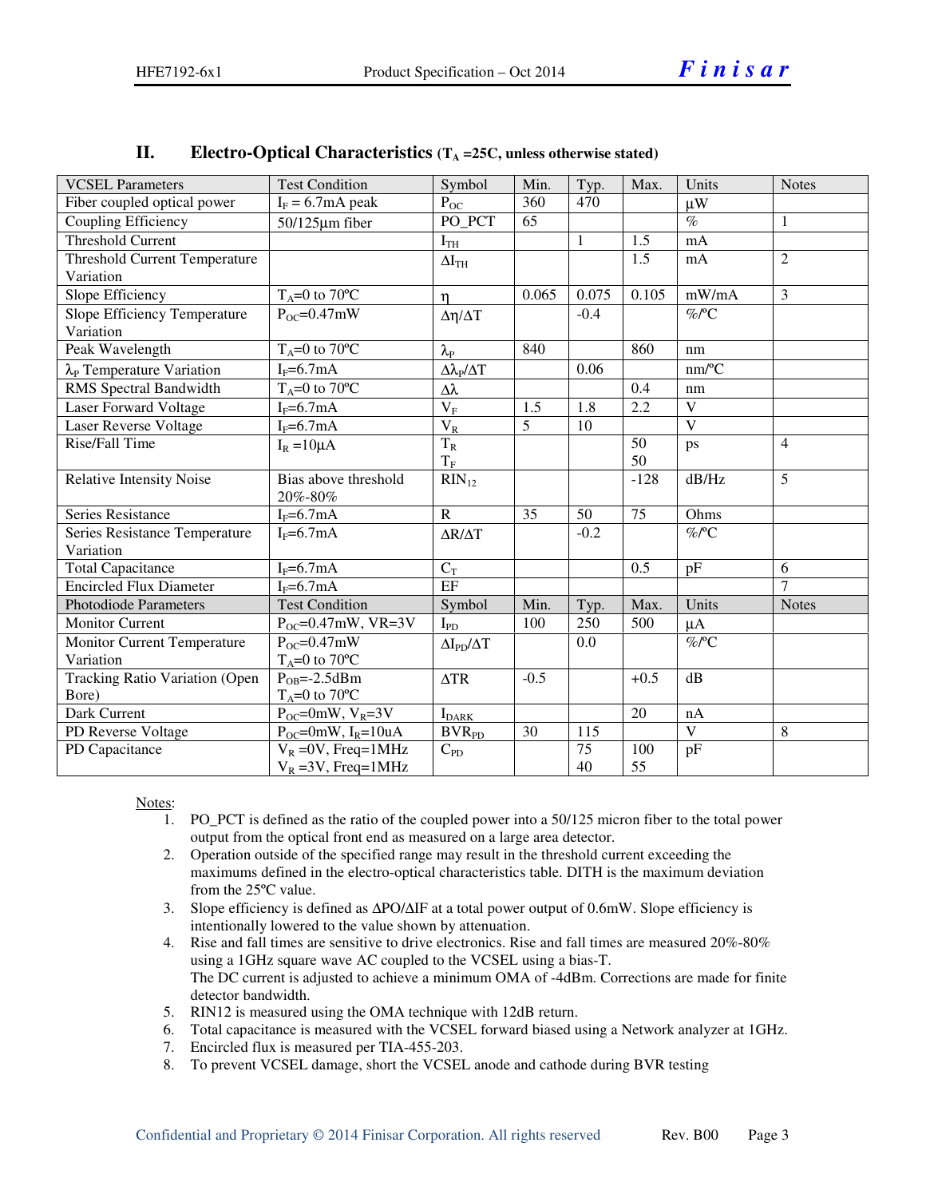## II. Electro-Optical Characteristics ($T_A$ =25C, unless otherwise stated)

| VCSEL Parameters | Test Condition | Symbol | Min. | Typ. | Max. | Units | Notes |
|---|---|---|---|---|---|---|---|
| Fiber coupled optical power | $I_F$ = 6.7mA peak | $P_{OC}$ | 360 | 470 | | μW | |
| Coupling Efficiency | 50/125μm fiber | PO_PCT | 65 | | | % | 1 |
| Threshold Current | | $I_{TH}$ | | 1 | 1.5 | mA | |
| Threshold Current Temperature Variation | | $\Delta I_{TH}$ | | | 1.5 | mA | 2 |
| Slope Efficiency | $T_A$=0 to 70ºC | η | 0.065 | 0.075 | 0.105 | mW/mA | 3 |
| Slope Efficiency Temperature Variation | $P_{OC}$=0.47mW | $\Delta\eta/\Delta T$ | | -0.4 | | %/ºC | |
| Peak Wavelength | $T_A$=0 to 70ºC | $\lambda_P$ | 840 | | 860 | nm | |
| $\lambda_P$ Temperature Variation | $I_F$=6.7mA | $\Delta\lambda_P/\Delta T$ | | 0.06 | | nm/ºC | |
| RMS Spectral Bandwidth | $T_A$=0 to 70ºC | $\Delta\lambda$ | | | 0.4 | nm | |
| Laser Forward Voltage | $I_F$=6.7mA | $V_F$ | 1.5 | 1.8 | 2.2 | V | |
| Laser Reverse Voltage | $I_F$=6.7mA | $V_R$ | 5 | 10 | | V | |
| Rise/Fall Time | $I_R$ =10μA | $T_R$ $T_F$ | | | 50 50 | ps | 4 |
| Relative Intensity Noise | Bias above threshold 20%-80% | $RIN_{12}$ | | | -128 | dB/Hz | 5 |
| Series Resistance | $I_F$=6.7mA | R | 35 | 50 | 75 | Ohms | |
| Series Resistance Temperature Variation | $I_F$=6.7mA | $\Delta R/\Delta T$ | | -0.2 | | %/ºC | |
| Total Capacitance | $I_F$=6.7mA | $C_T$ | | | 0.5 | pF | 6 |
| Encircled Flux Diameter | $I_F$=6.7mA | EF | | | | | 7 |
| **Photodiode Parameters** | **Test Condition** | **Symbol** | **Min.** | **Typ.** | **Max.** | **Units** | **Notes** |
| Monitor Current | $P_{OC}$=0.47mW, VR=3V | $I_{PD}$ | 100 | 250 | 500 | μA | |
| Monitor Current Temperature Variation | $P_{OC}$=0.47mW $T_A$=0 to 70ºC | $\Delta I_{PD}/\Delta T$ | | 0.0 | | %/ºC | |
| Tracking Ratio Variation (Open Bore) | $P_{OB}$=-2.5dBm $T_A$=0 to 70ºC | $\Delta TR$ | -0.5 | | +0.5 | dB | |
| Dark Current | $P_{OC}$=0mW, $V_R$=3V | $I_{DARK}$ | | | 20 | nA | |
| PD Reverse Voltage | $P_{OC}$=0mW, $I_R$=10uA | $BVR_{PD}$ | 30 | 115 | | V | 8 |
| PD Capacitance | $V_R$ =0V, Freq=1MHz $V_R$ =3V, Freq=1MHz | $C_{PD}$ | | 75 40 | 100 55 | pF | |

Notes:

1. PO_PCT is defined as the ratio of the coupled power into a 50/125 micron fiber to the total power output from the optical front end as measured on a large area detector.
2. Operation outside of the specified range may result in the threshold current exceeding the maximums defined in the electro-optical characteristics table. DITH is the maximum deviation from the 25ºC value.
3. Slope efficiency is defined as ΔPO/ΔIF at a total power output of 0.6mW. Slope efficiency is intentionally lowered to the value shown by attenuation.
4. Rise and fall times are sensitive to drive electronics. Rise and fall times are measured 20%-80% using a 1GHz square wave AC coupled to the VCSEL using a bias-T. The DC current is adjusted to achieve a minimum OMA of -4dBm. Corrections are made for finite detector bandwidth.
5. RIN12 is measured using the OMA technique with 12dB return.
6. Total capacitance is measured with the VCSEL forward biased using a Network analyzer at 1GHz.
7. Encircled flux is measured per TIA-455-203.
8. To prevent VCSEL damage, short the VCSEL anode and cathode during BVR testing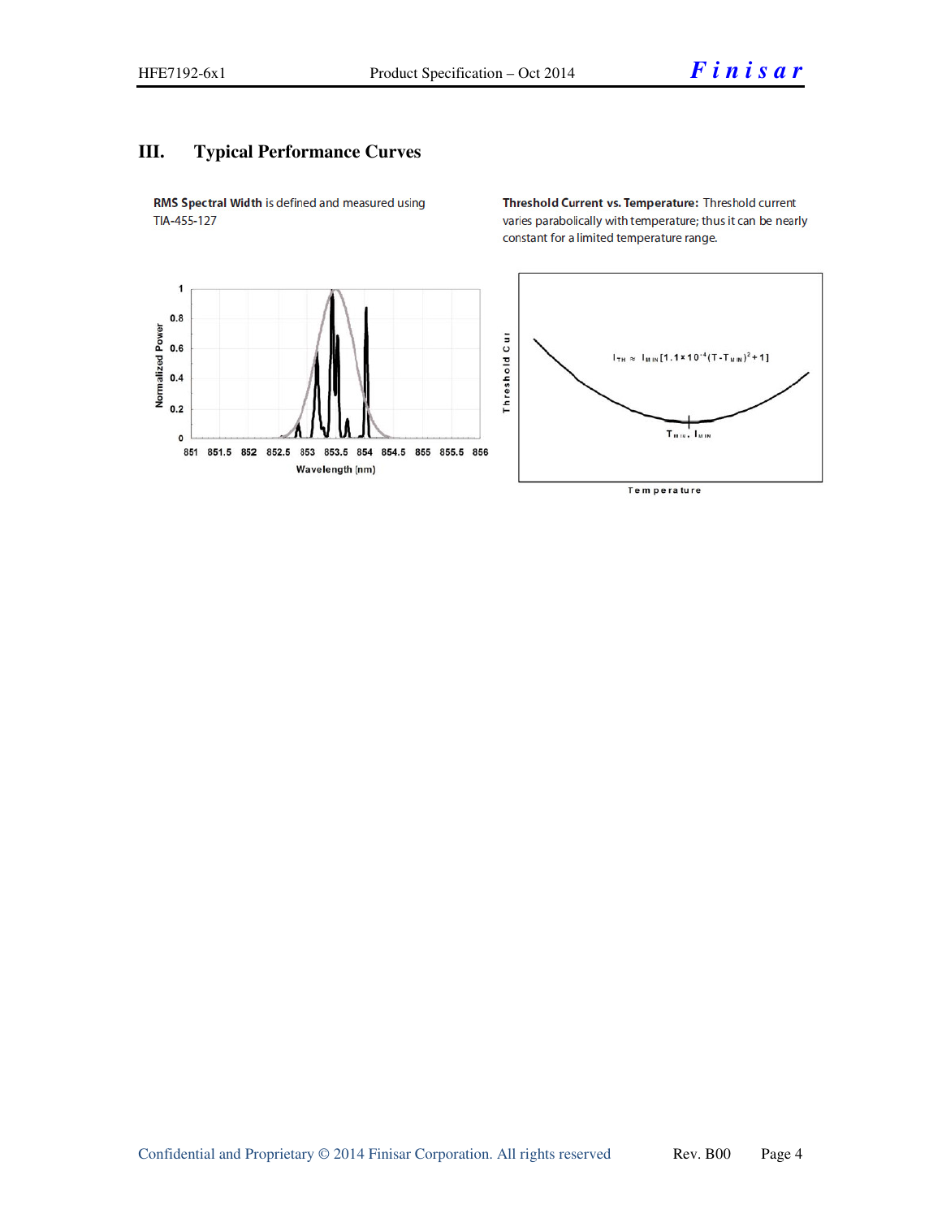## III. Typical Performance Curves

**RMS Spectral Width** is defined and measured using TIA-455-127

**Threshold Current vs. Temperature:** Threshold current varies parabolically with temperature; thus it can be nearly constant for a limited temperature range.

$$I_{TH} \approx I_{MIN}[1.1\times10^{-4}(T-T_{MIN})^2+1]$$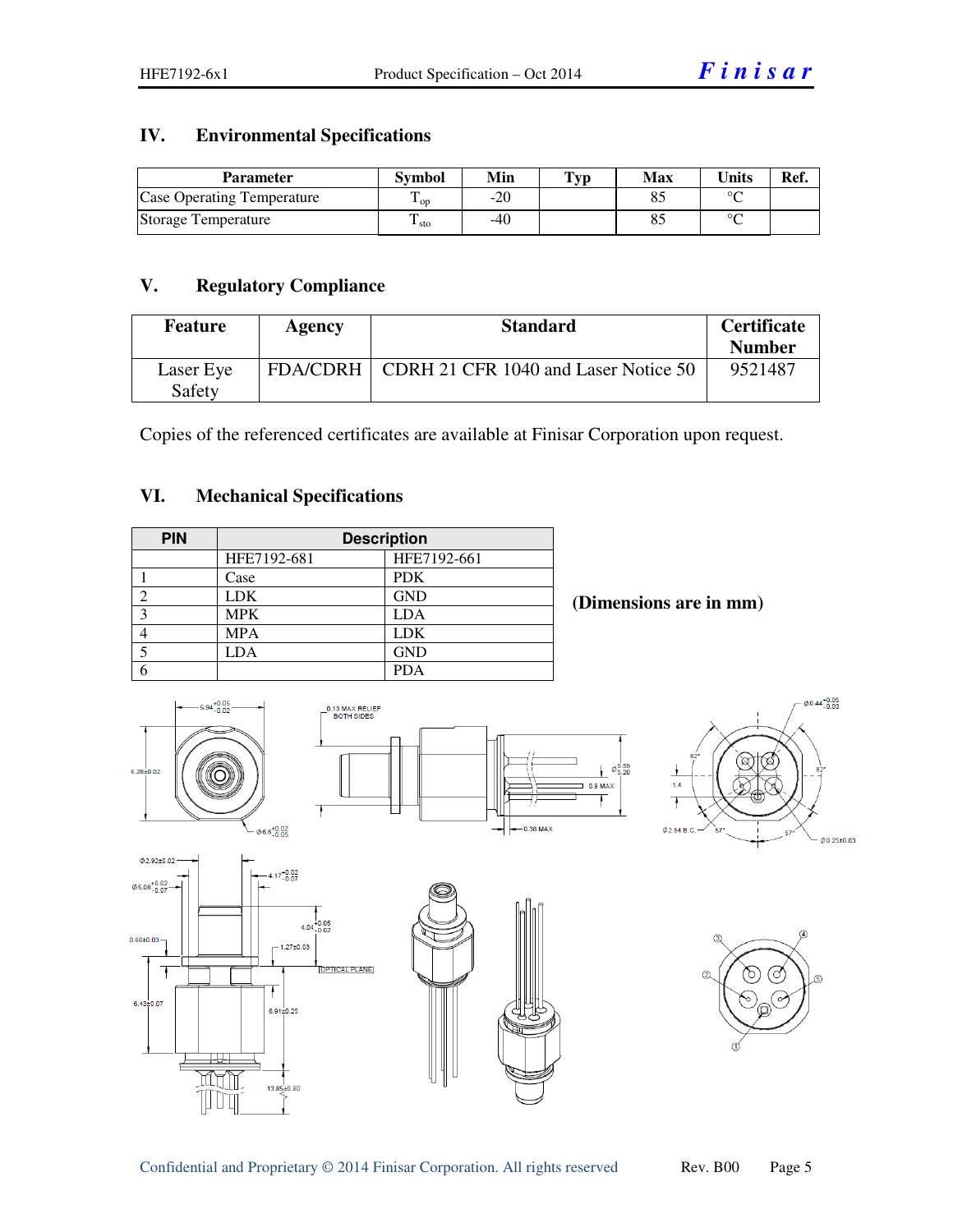## IV. Environmental Specifications

| Parameter | Symbol | Min | Typ | Max | Units | Ref. |
|---|---|---|---|---|---|---|
| Case Operating Temperature | $T_{op}$ | -20 | | 85 | °C | |
| Storage Temperature | $T_{sto}$ | -40 | | 85 | °C | |

## V. Regulatory Compliance

| Feature | Agency | Standard | Certificate Number |
|---|---|---|---|
| Laser Eye Safety | FDA/CDRH | CDRH 21 CFR 1040 and Laser Notice 50 | 9521487 |

Copies of the referenced certificates are available at Finisar Corporation upon request.

## VI. Mechanical Specifications

| PIN | Description | |
|---|---|---|
| | HFE7192-681 | HFE7192-661 |
| 1 | Case | PDK |
| 2 | LDK | GND |
| 3 | MPK | LDA |
| 4 | MPA | LDK |
| 5 | LDA | GND |
| 6 | | PDA |

**(Dimensions are in mm)**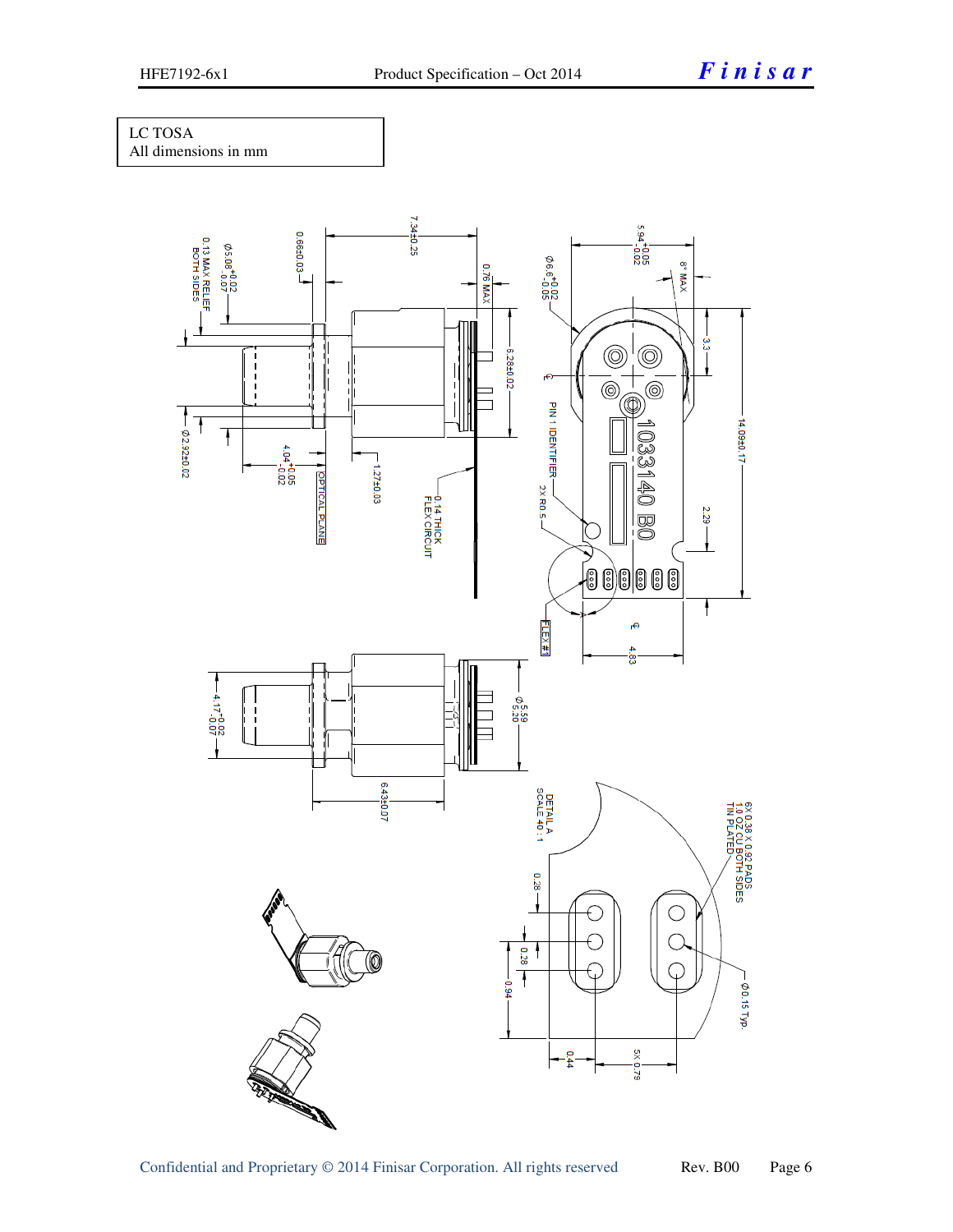LC TOSA
All dimensions in mm

7.34±0.25

0.66±0.03

$\varnothing 5.08^{+0.02}_{-0.07}$

0.13 MAX RELIEF
BOTH SIDES

0.76 MAX

6.28±0.02

$\varnothing 2.92\pm0.02$

$4.04^{+0.05}_{-0.02}$

OPTICAL PLANE

1.27±0.03

0.14 THICK
FLEX CIRCUIT

$5.94^{+0.05}_{-0.02}$

8° MAX

$\varnothing 6.6^{+0.02}_{-0.05}$

3.3

14.09±0.17

PIN 1 IDENTIFIER

1033140 B0

2X R0.5

2.29

FLEX #1

4.83

$\varnothing 5.59$
$\varnothing 5.20$

$4.17^{+0.02}_{-0.07}$

6.43±0.07

DETAIL A
SCALE 40 : 1

6X 0.38 X 0.92 PADS
1.0 OZ CU BOTH SIDES
TIN PLATED

0.28

0.28

0.94

$\varnothing 0.15$ Typ.

0.44

5X 0.79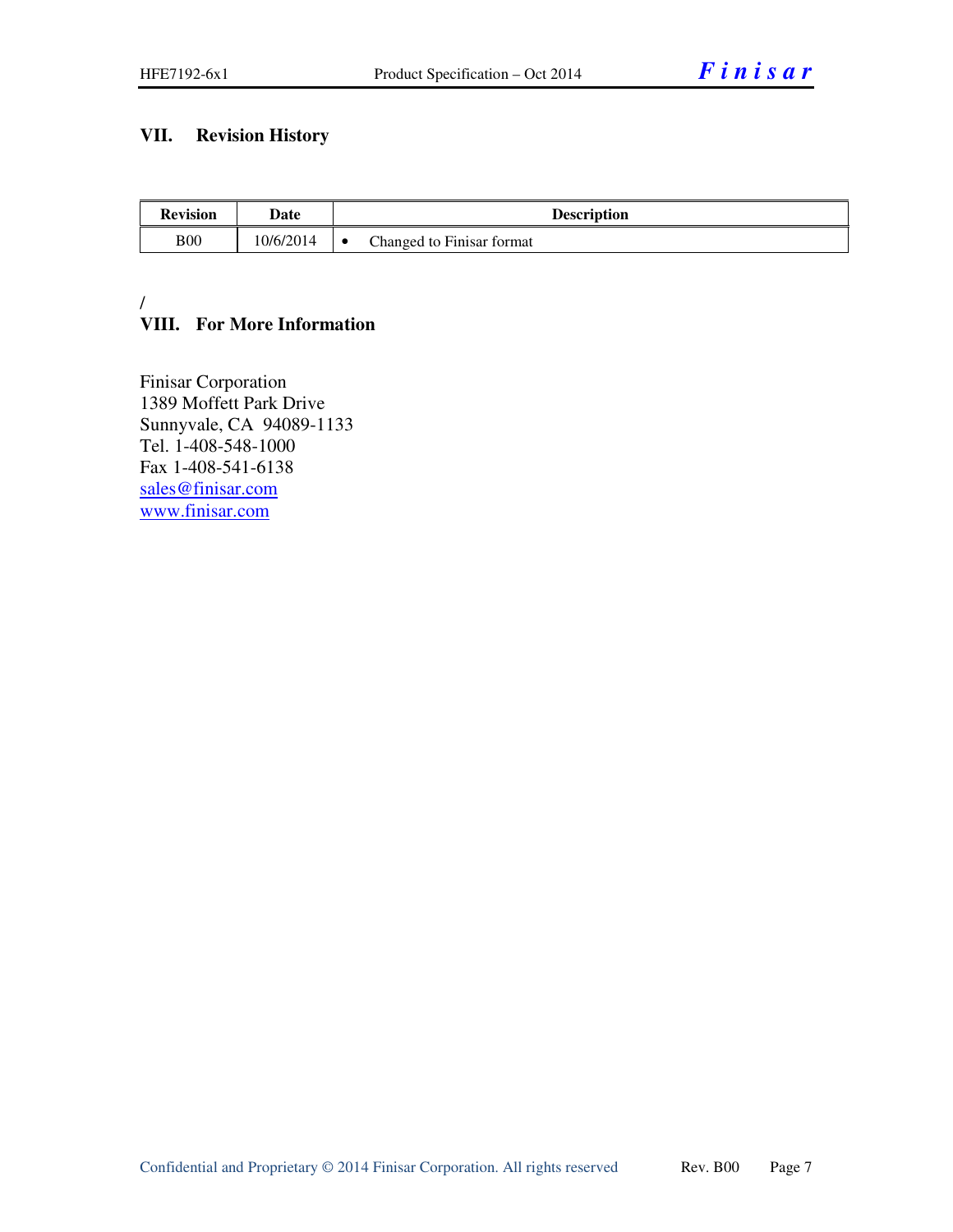## VII. Revision History

| Revision | Date | Description |
|---|---|---|
| B00 | 10/6/2014 | • Changed to Finisar format |

/

## VIII. For More Information

Finisar Corporation
1389 Moffett Park Drive
Sunnyvale, CA 94089-1133
Tel. 1-408-548-1000
Fax 1-408-541-6138
sales@finisar.com
www.finisar.com